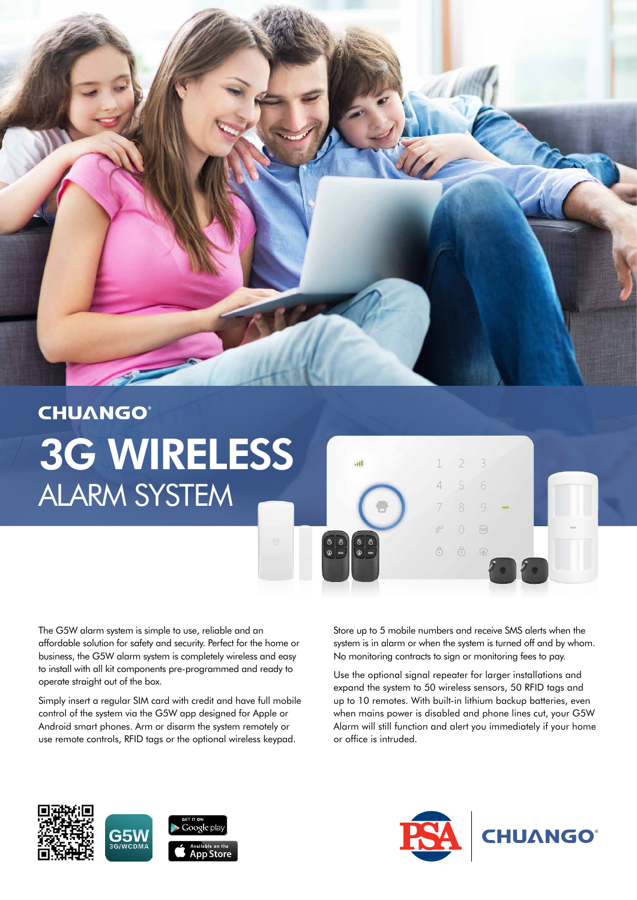CHUANGO®

# 3G WIRELESS
## ALARM SYSTEM

The G5W alarm system is simple to use, reliable and an affordable solution for safety and security. Perfect for the home or business, the G5W alarm system is completely wireless and easy to install with all kit components pre-programmed and ready to operate straight out of the box.

Simply insert a regular SIM card with credit and have full mobile control of the system via the G5W app designed for Apple or Android smart phones. Arm or disarm the system remotely or use remote controls, RFID tags or the optional wireless keypad.

Store up to 5 mobile numbers and receive SMS alerts when the system is in alarm or when the system is turned off and by whom. No monitoring contracts to sign or monitoring fees to pay.

Use the optional signal repeater for larger installations and expand the system to 50 wireless sensors, 50 RFID tags and up to 10 remotes. With built-in lithium backup batteries, even when mains power is disabled and phone lines cut, your G5W Alarm will still function and alert you immediately if your home or office is intruded.

G5W 3G/WCDMA

GET IT ON Google play

Available on the App Store

PSA | CHUANGO®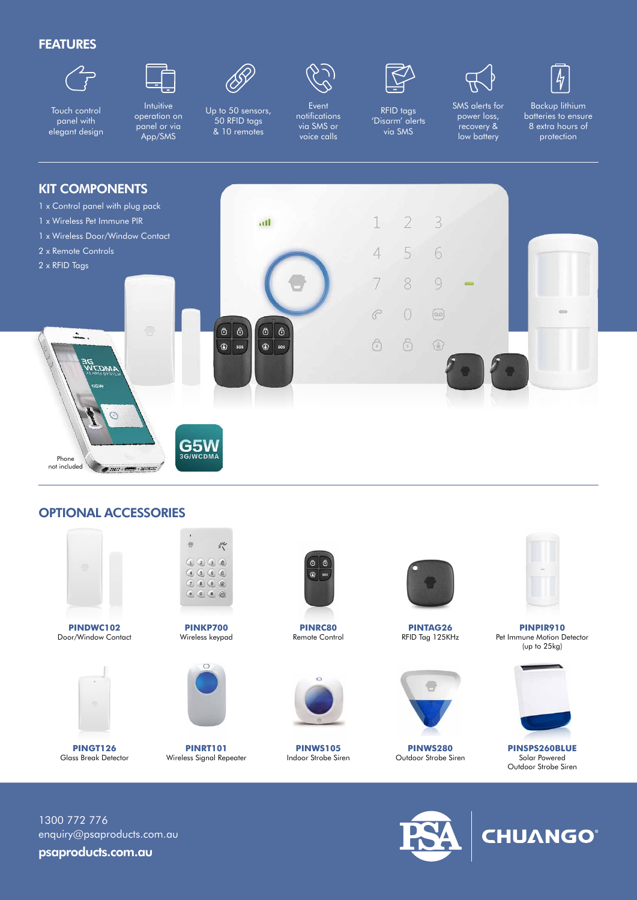## FEATURES

- Touch control panel with elegant design
- Intuitive operation on panel or via App/SMS
- Up to 50 sensors, 50 RFID tags & 10 remotes
- Event notifications via SMS or voice calls
- RFID tags 'Disarm' alerts via SMS
- SMS alerts for power loss, recovery & low battery
- Backup lithium batteries to ensure 8 extra hours of protection

## KIT COMPONENTS

1 x Control panel with plug pack
1 x Wireless Pet Immune PIR
1 x Wireless Door/Window Contact
2 x Remote Controls
2 x RFID Tags

Phone not included

G5W 3G/WCDMA

## OPTIONAL ACCESSORIES

**PINDWC102**
Door/Window Contact

**PINKP700**
Wireless keypad

**PINRC80**
Remote Control

**PINTAG26**
RFID Tag 125KHz

**PINPIR910**
Pet Immune Motion Detector (up to 25kg)

**PINGT126**
Glass Break Detector

**PINRT101**
Wireless Signal Repeater

**PINWS105**
Indoor Strobe Siren

**PINWS280**
Outdoor Strobe Siren

**PINSPS260BLUE**
Solar Powered Outdoor Strobe Siren

1300 772 776
enquiry@psaproducts.com.au
**psaproducts.com.au**

PSA | CHUANGO®